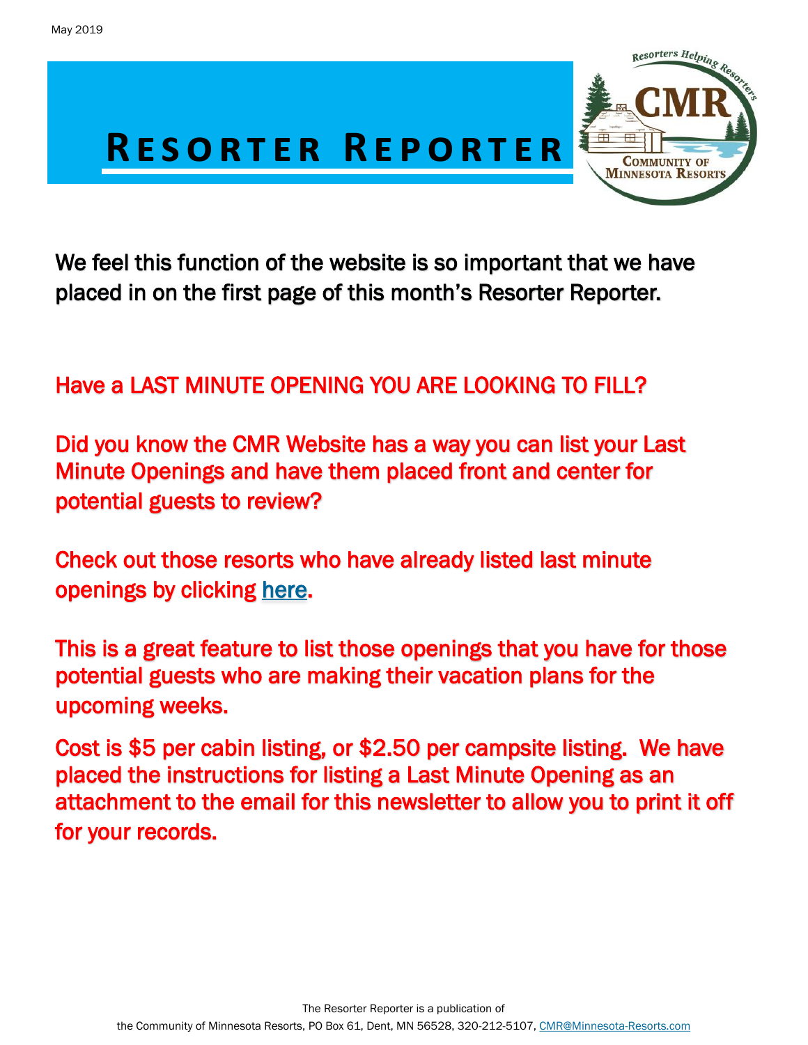May 2019

# RESORTER REPORTER

We feel this function of the website is so important that we have placed in on the first page of this month's Resorter Reporter.

Have a LAST MINUTE OPENING YOU ARE LOOKING TO FILL?

Did you know the CMR Website has a way you can list your Last Minute Openings and have them placed front and center for potential guests to review?

Check out those resorts who have already listed last minute openings by clicking here.

This is a great feature to list those openings that you have for those potential guests who are making their vacation plans for the upcoming weeks.

Cost is $5 per cabin listing, or $2.50 per campsite listing. We have placed the instructions for listing a Last Minute Opening as an attachment to the email for this newsletter to allow you to print it off for your records.

The Resorter Reporter is a publication of the Community of Minnesota Resorts, PO Box 61, Dent, MN 56528, 320-212-5107, CMR@Minnesota-Resorts.com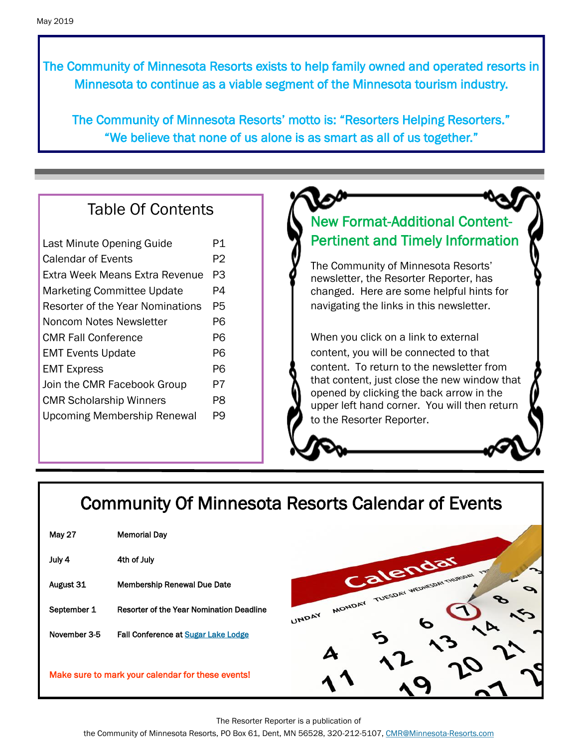May 2019

The Community of Minnesota Resorts exists to help family owned and operated resorts in Minnesota to continue as a viable segment of the Minnesota tourism industry.

The Community of Minnesota Resorts' motto is: "Resorters Helping Resorters."
"We believe that none of us alone is as smart as all of us together."

## Table Of Contents

| | |
|---|---|
| Last Minute Opening Guide | P1 |
| Calendar of Events | P2 |
| Extra Week Means Extra Revenue | P3 |
| Marketing Committee Update | P4 |
| Resorter of the Year Nominations | P5 |
| Noncom Notes Newsletter | P6 |
| CMR Fall Conference | P6 |
| EMT Events Update | P6 |
| EMT Express | P6 |
| Join the CMR Facebook Group | P7 |
| CMR Scholarship Winners | P8 |
| Upcoming Membership Renewal | P9 |

## New Format-Additional Content-Pertinent and Timely Information

The Community of Minnesota Resorts' newsletter, the Resorter Reporter, has changed. Here are some helpful hints for navigating the links in this newsletter.

When you click on a link to external content, you will be connected to that content. To return to the newsletter from that content, just close the new window that opened by clicking the back arrow in the upper left hand corner. You will then return to the Resorter Reporter.

## Community Of Minnesota Resorts Calendar of Events

| | |
|---|---|
| May 27 | Memorial Day |
| July 4 | 4th of July |
| August 31 | Membership Renewal Due Date |
| September 1 | Resorter of the Year Nomination Deadline |
| November 3-5 | Fall Conference at Sugar Lake Lodge |

Make sure to mark your calendar for these events!

The Resorter Reporter is a publication of
the Community of Minnesota Resorts, PO Box 61, Dent, MN 56528, 320-212-5107, CMR@Minnesota-Resorts.com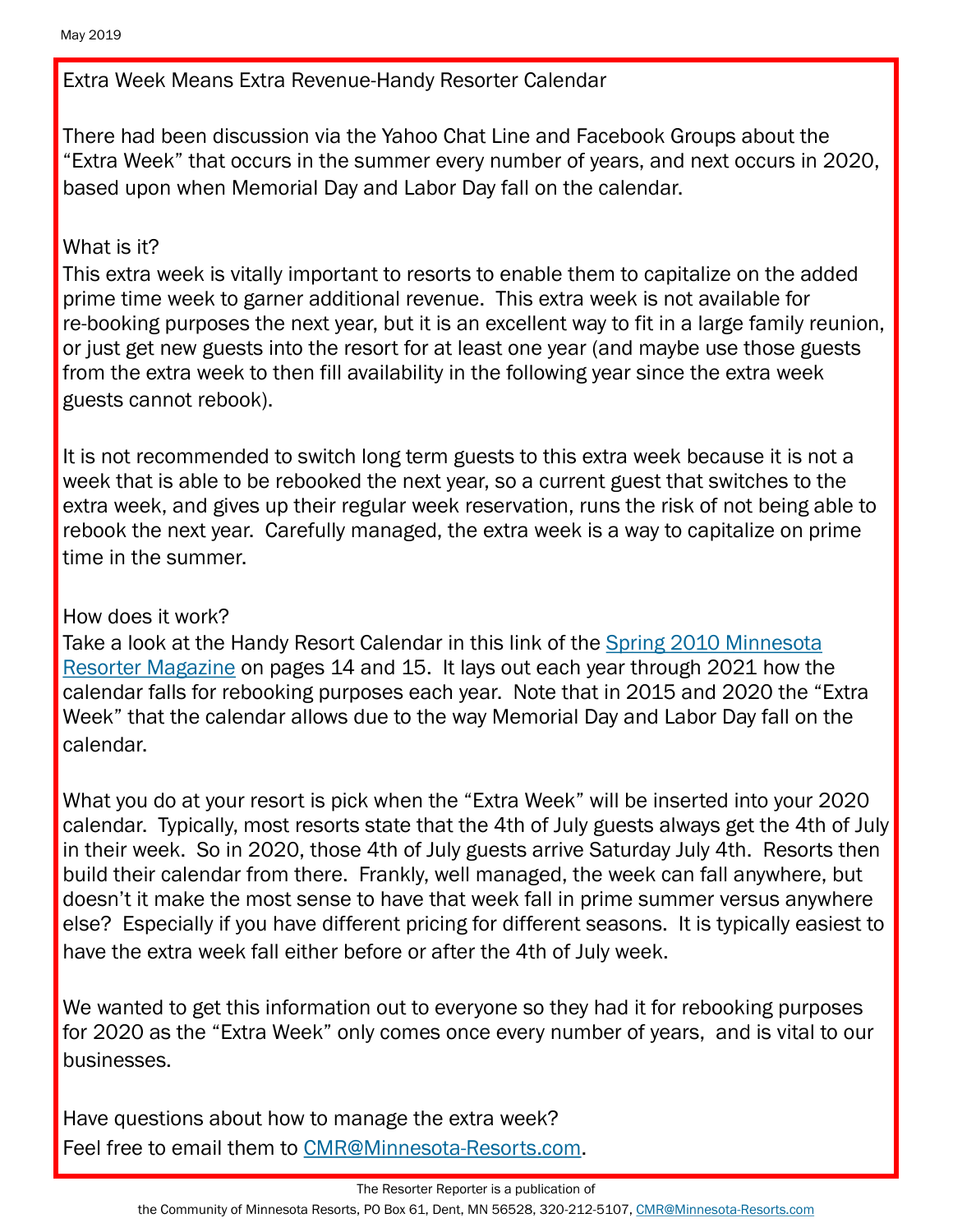## Extra Week Means Extra Revenue-Handy Resorter Calendar

There had been discussion via the Yahoo Chat Line and Facebook Groups about the "Extra Week" that occurs in the summer every number of years, and next occurs in 2020, based upon when Memorial Day and Labor Day fall on the calendar.

### What is it?

This extra week is vitally important to resorts to enable them to capitalize on the added prime time week to garner additional revenue. This extra week is not available for re-booking purposes the next year, but it is an excellent way to fit in a large family reunion, or just get new guests into the resort for at least one year (and maybe use those guests from the extra week to then fill availability in the following year since the extra week guests cannot rebook).

It is not recommended to switch long term guests to this extra week because it is not a week that is able to be rebooked the next year, so a current guest that switches to the extra week, and gives up their regular week reservation, runs the risk of not being able to rebook the next year. Carefully managed, the extra week is a way to capitalize on prime time in the summer.

### How does it work?

Take a look at the Handy Resort Calendar in this link of the [Spring 2010 Minnesota Resorter Magazine] on pages 14 and 15. It lays out each year through 2021 how the calendar falls for rebooking purposes each year. Note that in 2015 and 2020 the "Extra Week" that the calendar allows due to the way Memorial Day and Labor Day fall on the calendar.

What you do at your resort is pick when the "Extra Week" will be inserted into your 2020 calendar. Typically, most resorts state that the 4th of July guests always get the 4th of July in their week. So in 2020, those 4th of July guests arrive Saturday July 4th. Resorts then build their calendar from there. Frankly, well managed, the week can fall anywhere, but doesn't it make the most sense to have that week fall in prime summer versus anywhere else? Especially if you have different pricing for different seasons. It is typically easiest to have the extra week fall either before or after the 4th of July week.

We wanted to get this information out to everyone so they had it for rebooking purposes for 2020 as the "Extra Week" only comes once every number of years, and is vital to our businesses.

Have questions about how to manage the extra week?
Feel free to email them to CMR@Minnesota-Resorts.com.

The Resorter Reporter is a publication of the Community of Minnesota Resorts, PO Box 61, Dent, MN 56528, 320-212-5107, CMR@Minnesota-Resorts.com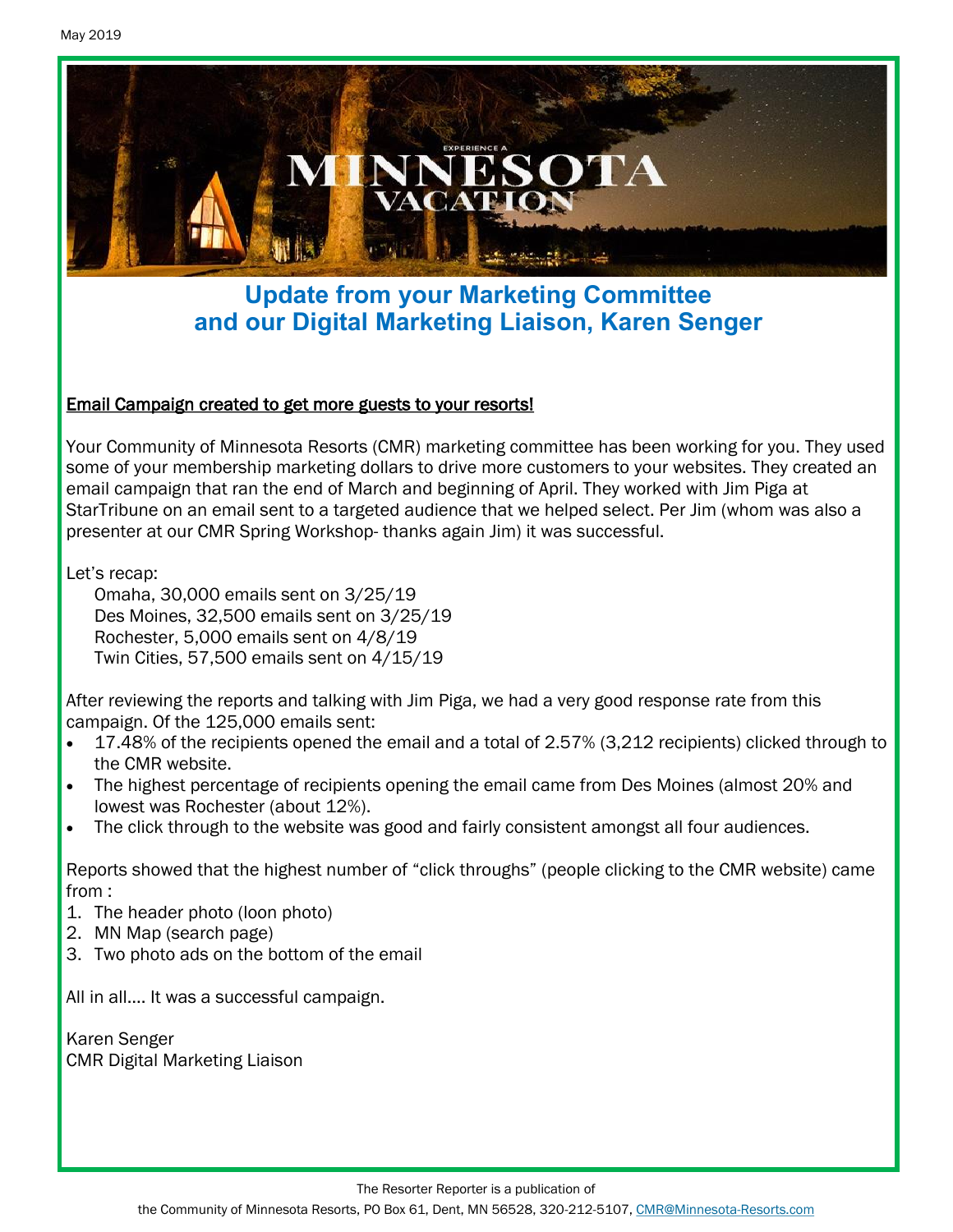May 2019

## Update from your Marketing Committee and our Digital Marketing Liaison, Karen Senger

**Email Campaign created to get more guests to your resorts!**

Your Community of Minnesota Resorts (CMR) marketing committee has been working for you. They used some of your membership marketing dollars to drive more customers to your websites. They created an email campaign that ran the end of March and beginning of April. They worked with Jim Piga at StarTribune on an email sent to a targeted audience that we helped select. Per Jim (whom was also a presenter at our CMR Spring Workshop- thanks again Jim) it was successful.

Let's recap:

Omaha, 30,000 emails sent on 3/25/19
Des Moines, 32,500 emails sent on 3/25/19
Rochester, 5,000 emails sent on 4/8/19
Twin Cities, 57,500 emails sent on 4/15/19

After reviewing the reports and talking with Jim Piga, we had a very good response rate from this campaign. Of the 125,000 emails sent:

- 17.48% of the recipients opened the email and a total of 2.57% (3,212 recipients) clicked through to the CMR website.
- The highest percentage of recipients opening the email came from Des Moines (almost 20% and lowest was Rochester (about 12%).
- The click through to the website was good and fairly consistent amongst all four audiences.

Reports showed that the highest number of "click throughs" (people clicking to the CMR website) came from :

1. The header photo (loon photo)
2. MN Map (search page)
3. Two photo ads on the bottom of the email

All in all.... It was a successful campaign.

Karen Senger
CMR Digital Marketing Liaison

The Resorter Reporter is a publication of the Community of Minnesota Resorts, PO Box 61, Dent, MN 56528, 320-212-5107, CMR@Minnesota-Resorts.com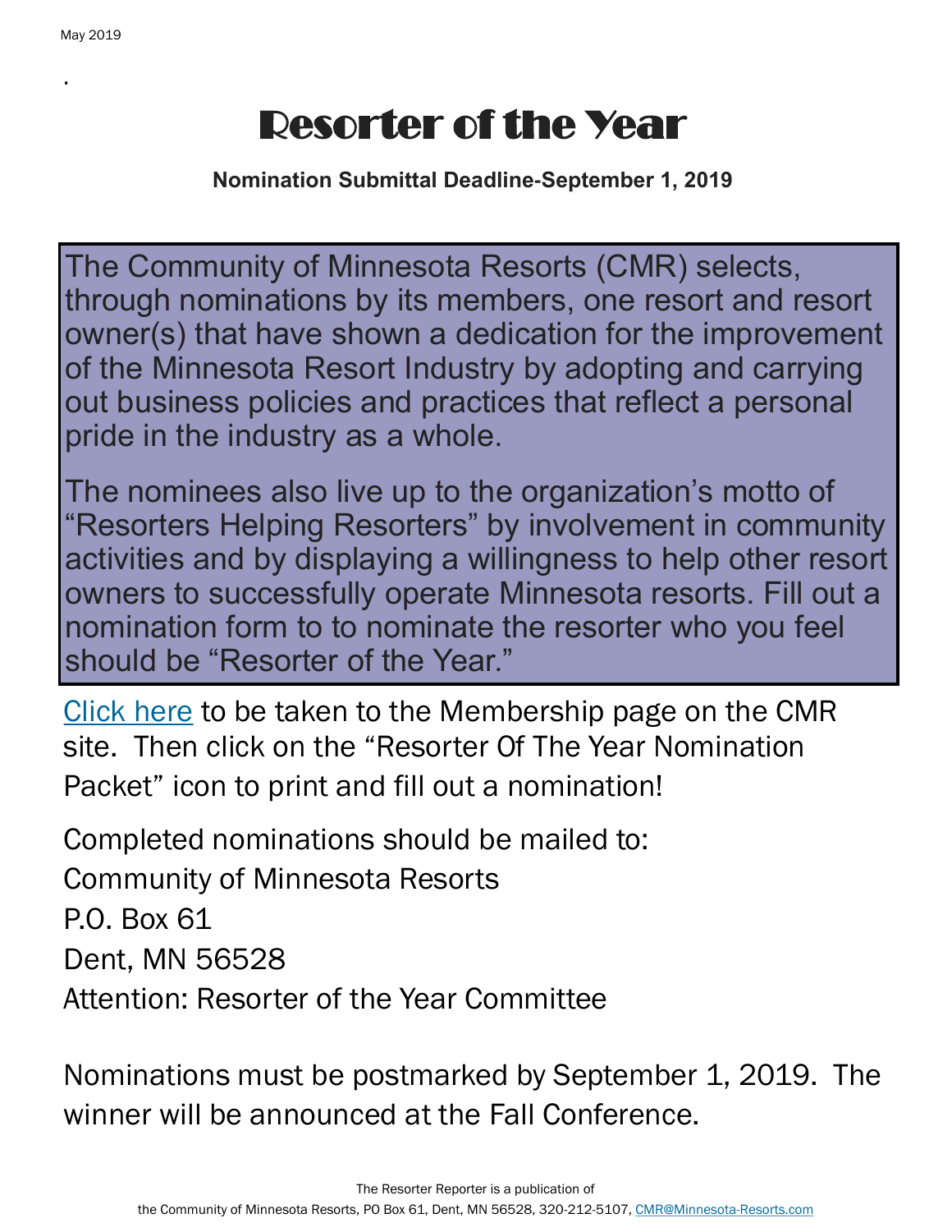# Resorter of the Year

**Nomination Submittal Deadline-September 1, 2019**

The Community of Minnesota Resorts (CMR) selects, through nominations by its members, one resort and resort owner(s) that have shown a dedication for the improvement of the Minnesota Resort Industry by adopting and carrying out business policies and practices that reflect a personal pride in the industry as a whole.

The nominees also live up to the organization's motto of "Resorters Helping Resorters" by involvement in community activities and by displaying a willingness to help other resort owners to successfully operate Minnesota resorts. Fill out a nomination form to to nominate the resorter who you feel should be "Resorter of the Year."

Click here to be taken to the Membership page on the CMR site. Then click on the "Resorter Of The Year Nomination Packet" icon to print and fill out a nomination!

Completed nominations should be mailed to:
Community of Minnesota Resorts
P.O. Box 61
Dent, MN 56528
Attention: Resorter of the Year Committee

Nominations must be postmarked by September 1, 2019. The winner will be announced at the Fall Conference.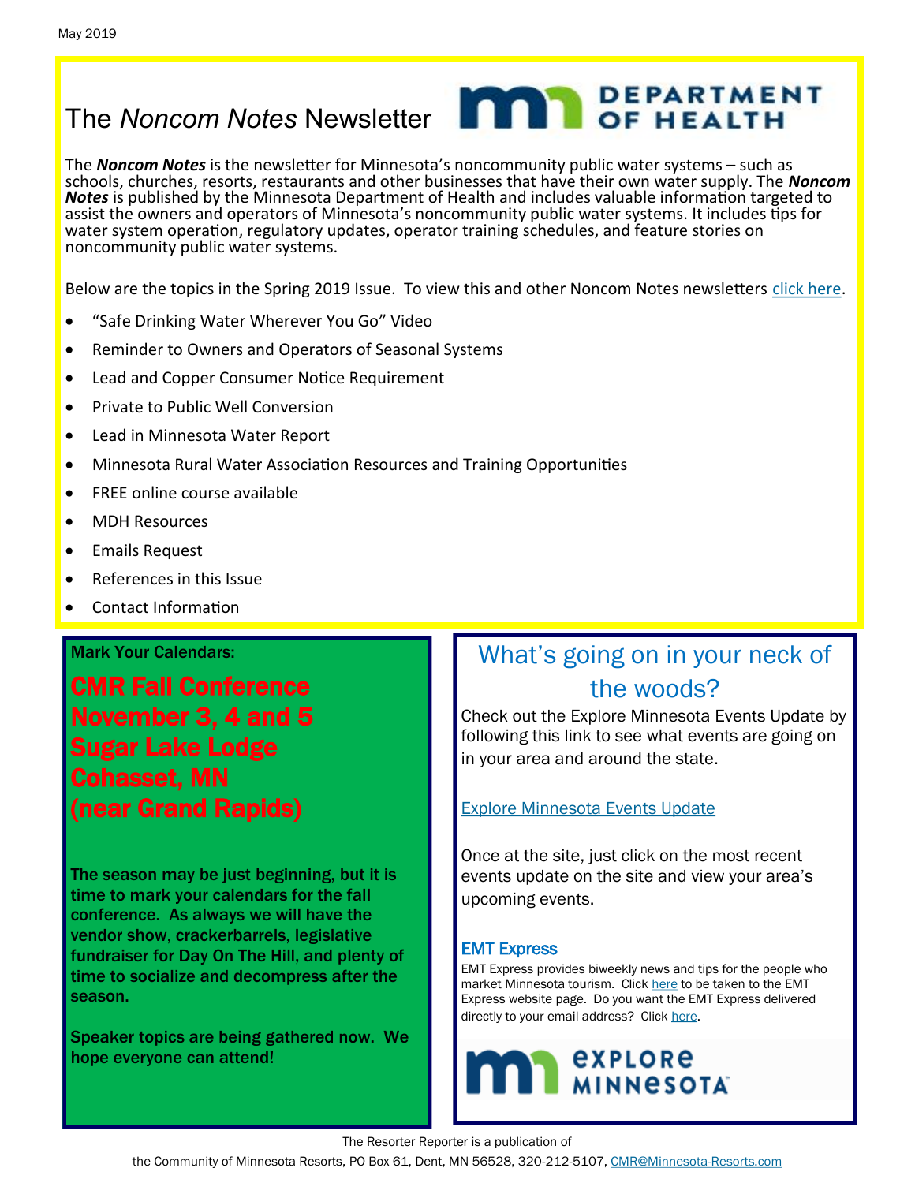May 2019

# The *Noncom Notes* Newsletter

The ***Noncom Notes*** is the newsletter for Minnesota's noncommunity public water systems – such as schools, churches, resorts, restaurants and other businesses that have their own water supply. The ***Noncom Notes*** is published by the Minnesota Department of Health and includes valuable information targeted to assist the owners and operators of Minnesota's noncommunity public water systems. It includes tips for water system operation, regulatory updates, operator training schedules, and feature stories on noncommunity public water systems.

Below are the topics in the Spring 2019 Issue. To view this and other Noncom Notes newsletters click here.

- "Safe Drinking Water Wherever You Go" Video
- Reminder to Owners and Operators of Seasonal Systems
- Lead and Copper Consumer Notice Requirement
- Private to Public Well Conversion
- Lead in Minnesota Water Report
- Minnesota Rural Water Association Resources and Training Opportunities
- FREE online course available
- MDH Resources
- Emails Request
- References in this Issue
- Contact Information

**Mark Your Calendars:**

## CMR Fall Conference
## November 3, 4 and 5
## Sugar Lake Lodge
## Cohasset, MN
## (near Grand Rapids)

**The season may be just beginning, but it is time to mark your calendars for the fall conference. As always we will have the vendor show, crackerbarrels, legislative fundraiser for Day On The Hill, and plenty of time to socialize and decompress after the season.**

**Speaker topics are being gathered now. We hope everyone can attend!**

## What's going on in your neck of the woods?

Check out the Explore Minnesota Events Update by following this link to see what events are going on in your area and around the state.

Explore Minnesota Events Update

Once at the site, just click on the most recent events update on the site and view your area's upcoming events.

### EMT Express

EMT Express provides biweekly news and tips for the people who market Minnesota tourism. Click here to be taken to the EMT Express website page. Do you want the EMT Express delivered directly to your email address? Click here.

The Resorter Reporter is a publication of the Community of Minnesota Resorts, PO Box 61, Dent, MN 56528, 320-212-5107, CMR@Minnesota-Resorts.com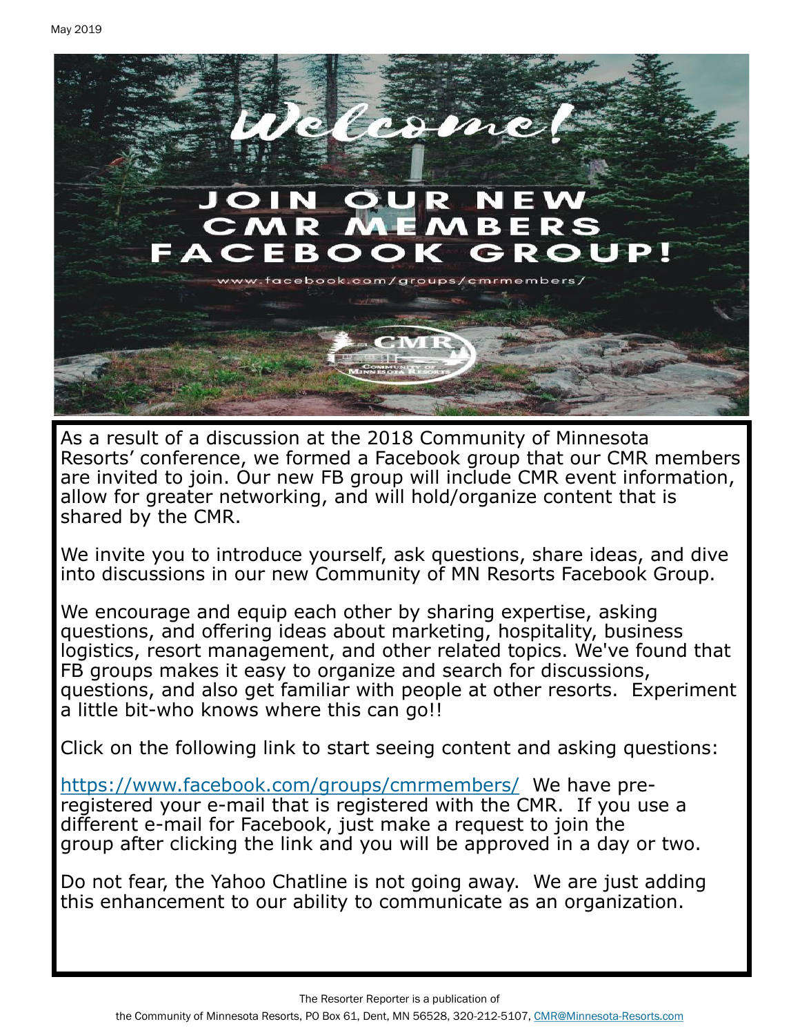# Welcome!

## JOIN OUR NEW CMR MEMBERS FACEBOOK GROUP!

www.facebook.com/groups/cmrmembers/

As a result of a discussion at the 2018 Community of Minnesota Resorts' conference, we formed a Facebook group that our CMR members are invited to join. Our new FB group will include CMR event information, allow for greater networking, and will hold/organize content that is shared by the CMR.

We invite you to introduce yourself, ask questions, share ideas, and dive into discussions in our new Community of MN Resorts Facebook Group.

We encourage and equip each other by sharing expertise, asking questions, and offering ideas about marketing, hospitality, business logistics, resort management, and other related topics. We've found that FB groups makes it easy to organize and search for discussions, questions, and also get familiar with people at other resorts. Experiment a little bit-who knows where this can go!!

Click on the following link to start seeing content and asking questions:

https://www.facebook.com/groups/cmrmembers/ We have pre-registered your e-mail that is registered with the CMR. If you use a different e-mail for Facebook, just make a request to join the group after clicking the link and you will be approved in a day or two.

Do not fear, the Yahoo Chatline is not going away. We are just adding this enhancement to our ability to communicate as an organization.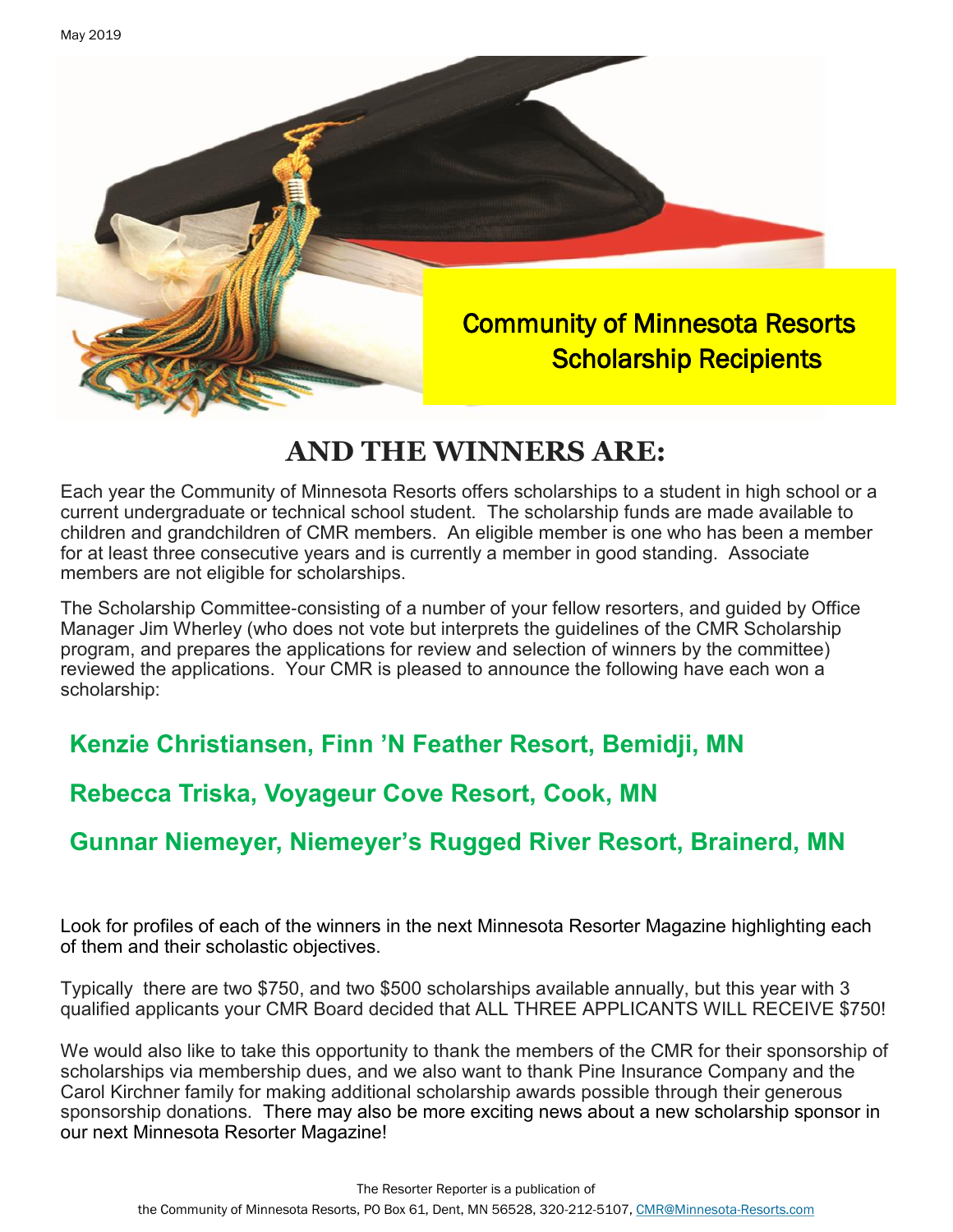May 2019

## Community of Minnesota Resorts Scholarship Recipients

# AND THE WINNERS ARE:

Each year the Community of Minnesota Resorts offers scholarships to a student in high school or a current undergraduate or technical school student. The scholarship funds are made available to children and grandchildren of CMR members. An eligible member is one who has been a member for at least three consecutive years and is currently a member in good standing. Associate members are not eligible for scholarships.

The Scholarship Committee-consisting of a number of your fellow resorters, and guided by Office Manager Jim Wherley (who does not vote but interprets the guidelines of the CMR Scholarship program, and prepares the applications for review and selection of winners by the committee) reviewed the applications. Your CMR is pleased to announce the following have each won a scholarship:

**Kenzie Christiansen, Finn 'N Feather Resort, Bemidji, MN**

**Rebecca Triska, Voyageur Cove Resort, Cook, MN**

**Gunnar Niemeyer, Niemeyer's Rugged River Resort, Brainerd, MN**

Look for profiles of each of the winners in the next Minnesota Resorter Magazine highlighting each of them and their scholastic objectives.

Typically there are two $750, and two $500 scholarships available annually, but this year with 3 qualified applicants your CMR Board decided that ALL THREE APPLICANTS WILL RECEIVE $750!

We would also like to take this opportunity to thank the members of the CMR for their sponsorship of scholarships via membership dues, and we also want to thank Pine Insurance Company and the Carol Kirchner family for making additional scholarship awards possible through their generous sponsorship donations. There may also be more exciting news about a new scholarship sponsor in our next Minnesota Resorter Magazine!

The Resorter Reporter is a publication of the Community of Minnesota Resorts, PO Box 61, Dent, MN 56528, 320-212-5107, CMR@Minnesota-Resorts.com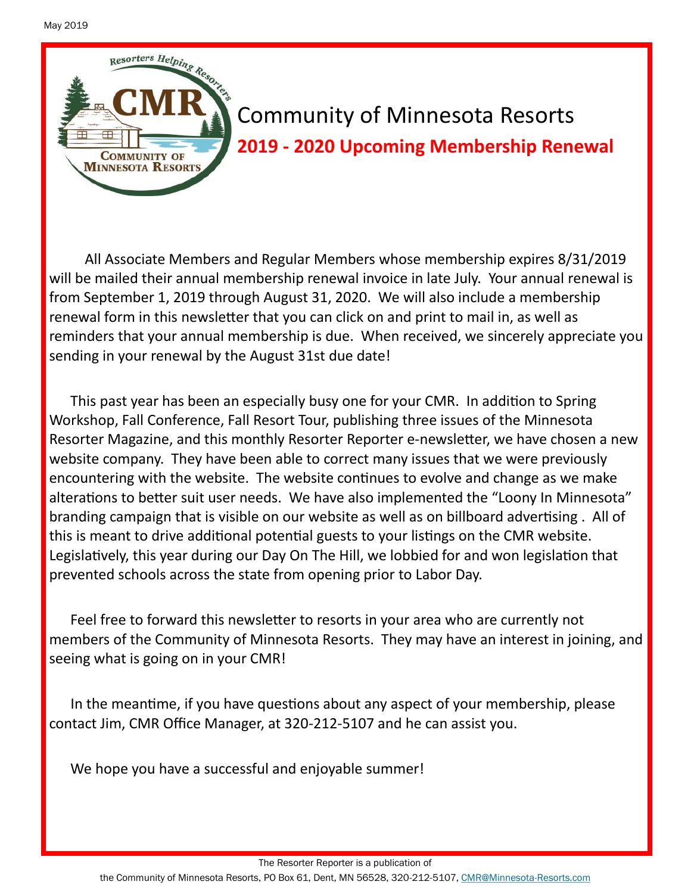# Community of Minnesota Resorts

## 2019 - 2020 Upcoming Membership Renewal

All Associate Members and Regular Members whose membership expires 8/31/2019 will be mailed their annual membership renewal invoice in late July. Your annual renewal is from September 1, 2019 through August 31, 2020. We will also include a membership renewal form in this newsletter that you can click on and print to mail in, as well as reminders that your annual membership is due. When received, we sincerely appreciate you sending in your renewal by the August 31st due date!

This past year has been an especially busy one for your CMR. In addition to Spring Workshop, Fall Conference, Fall Resort Tour, publishing three issues of the Minnesota Resorter Magazine, and this monthly Resorter Reporter e-newsletter, we have chosen a new website company. They have been able to correct many issues that we were previously encountering with the website. The website continues to evolve and change as we make alterations to better suit user needs. We have also implemented the "Loony In Minnesota" branding campaign that is visible on our website as well as on billboard advertising . All of this is meant to drive additional potential guests to your listings on the CMR website. Legislatively, this year during our Day On The Hill, we lobbied for and won legislation that prevented schools across the state from opening prior to Labor Day.

Feel free to forward this newsletter to resorts in your area who are currently not members of the Community of Minnesota Resorts. They may have an interest in joining, and seeing what is going on in your CMR!

In the meantime, if you have questions about any aspect of your membership, please contact Jim, CMR Office Manager, at 320-212-5107 and he can assist you.

We hope you have a successful and enjoyable summer!